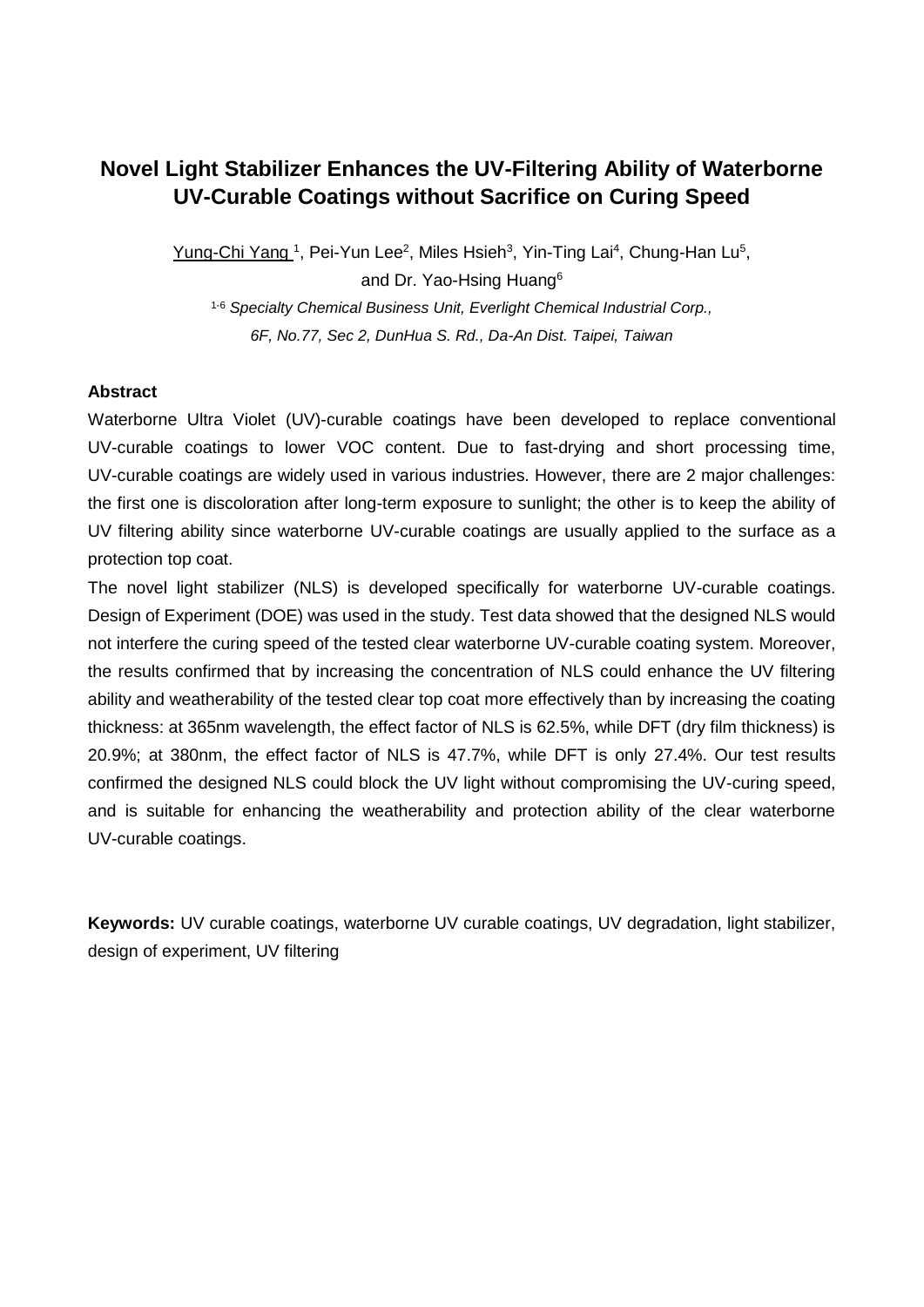# Novel Light Stabilizer Enhances the UV-Filtering Ability of Waterborne UV-Curable Coatings without Sacrifice on Curing Speed

Yung-Chi Yang [1], Pei-Yun Lee[2], Miles Hsieh[3], Yin-Ting Lai[4], Chung-Han Lu[5], and Dr. Yao-Hsing Huang[6]

[1-6] *Specialty Chemical Business Unit, Everlight Chemical Industrial Corp., 6F, No.77, Sec 2, DunHua S. Rd., Da-An Dist. Taipei, Taiwan*

**Abstract**

Waterborne Ultra Violet (UV)-curable coatings have been developed to replace conventional UV-curable coatings to lower VOC content. Due to fast-drying and short processing time, UV-curable coatings are widely used in various industries. However, there are 2 major challenges: the first one is discoloration after long-term exposure to sunlight; the other is to keep the ability of UV filtering ability since waterborne UV-curable coatings are usually applied to the surface as a protection top coat.

The novel light stabilizer (NLS) is developed specifically for waterborne UV-curable coatings. Design of Experiment (DOE) was used in the study. Test data showed that the designed NLS would not interfere the curing speed of the tested clear waterborne UV-curable coating system. Moreover, the results confirmed that by increasing the concentration of NLS could enhance the UV filtering ability and weatherability of the tested clear top coat more effectively than by increasing the coating thickness: at 365nm wavelength, the effect factor of NLS is 62.5%, while DFT (dry film thickness) is 20.9%; at 380nm, the effect factor of NLS is 47.7%, while DFT is only 27.4%. Our test results confirmed the designed NLS could block the UV light without compromising the UV-curing speed, and is suitable for enhancing the weatherability and protection ability of the clear waterborne UV-curable coatings.

**Keywords:** UV curable coatings, waterborne UV curable coatings, UV degradation, light stabilizer, design of experiment, UV filtering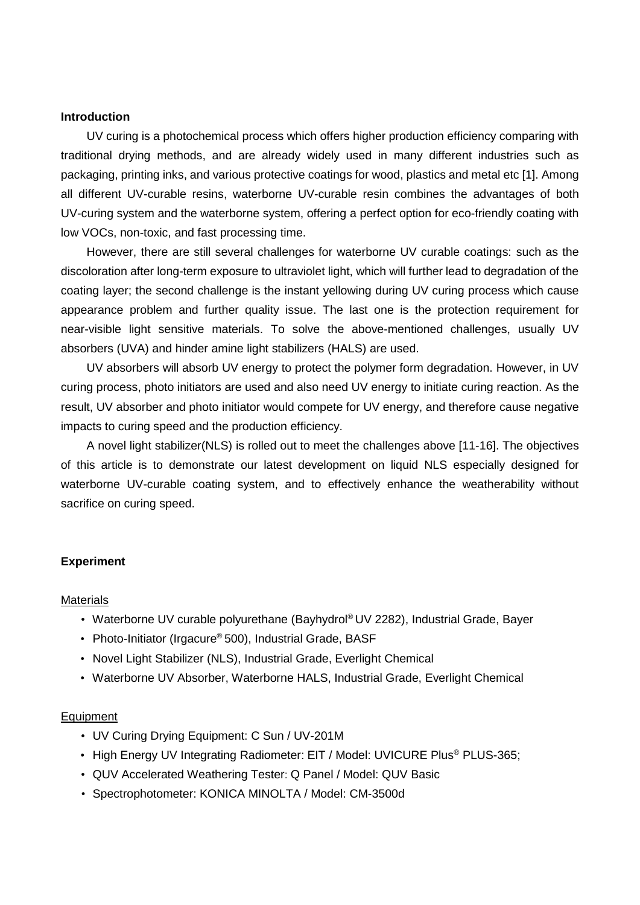**Introduction**

UV curing is a photochemical process which offers higher production efficiency comparing with traditional drying methods, and are already widely used in many different industries such as packaging, printing inks, and various protective coatings for wood, plastics and metal etc [1]. Among all different UV-curable resins, waterborne UV-curable resin combines the advantages of both UV-curing system and the waterborne system, offering a perfect option for eco-friendly coating with low VOCs, non-toxic, and fast processing time.

However, there are still several challenges for waterborne UV curable coatings: such as the discoloration after long-term exposure to ultraviolet light, which will further lead to degradation of the coating layer; the second challenge is the instant yellowing during UV curing process which cause appearance problem and further quality issue. The last one is the protection requirement for near-visible light sensitive materials. To solve the above-mentioned challenges, usually UV absorbers (UVA) and hinder amine light stabilizers (HALS) are used.

UV absorbers will absorb UV energy to protect the polymer form degradation. However, in UV curing process, photo initiators are used and also need UV energy to initiate curing reaction. As the result, UV absorber and photo initiator would compete for UV energy, and therefore cause negative impacts to curing speed and the production efficiency.

A novel light stabilizer(NLS) is rolled out to meet the challenges above [11-16]. The objectives of this article is to demonstrate our latest development on liquid NLS especially designed for waterborne UV-curable coating system, and to effectively enhance the weatherability without sacrifice on curing speed.

**Experiment**

Materials

- Waterborne UV curable polyurethane (Bayhydrol® UV 2282), Industrial Grade, Bayer
- Photo-Initiator (Irgacure® 500), Industrial Grade, BASF
- Novel Light Stabilizer (NLS), Industrial Grade, Everlight Chemical
- Waterborne UV Absorber, Waterborne HALS, Industrial Grade, Everlight Chemical

Equipment

- UV Curing Drying Equipment: C Sun / UV-201M
- High Energy UV Integrating Radiometer: EIT / Model: UVICURE Plus® PLUS-365;
- QUV Accelerated Weathering Tester: Q Panel / Model: QUV Basic
- Spectrophotometer: KONICA MINOLTA / Model: CM-3500d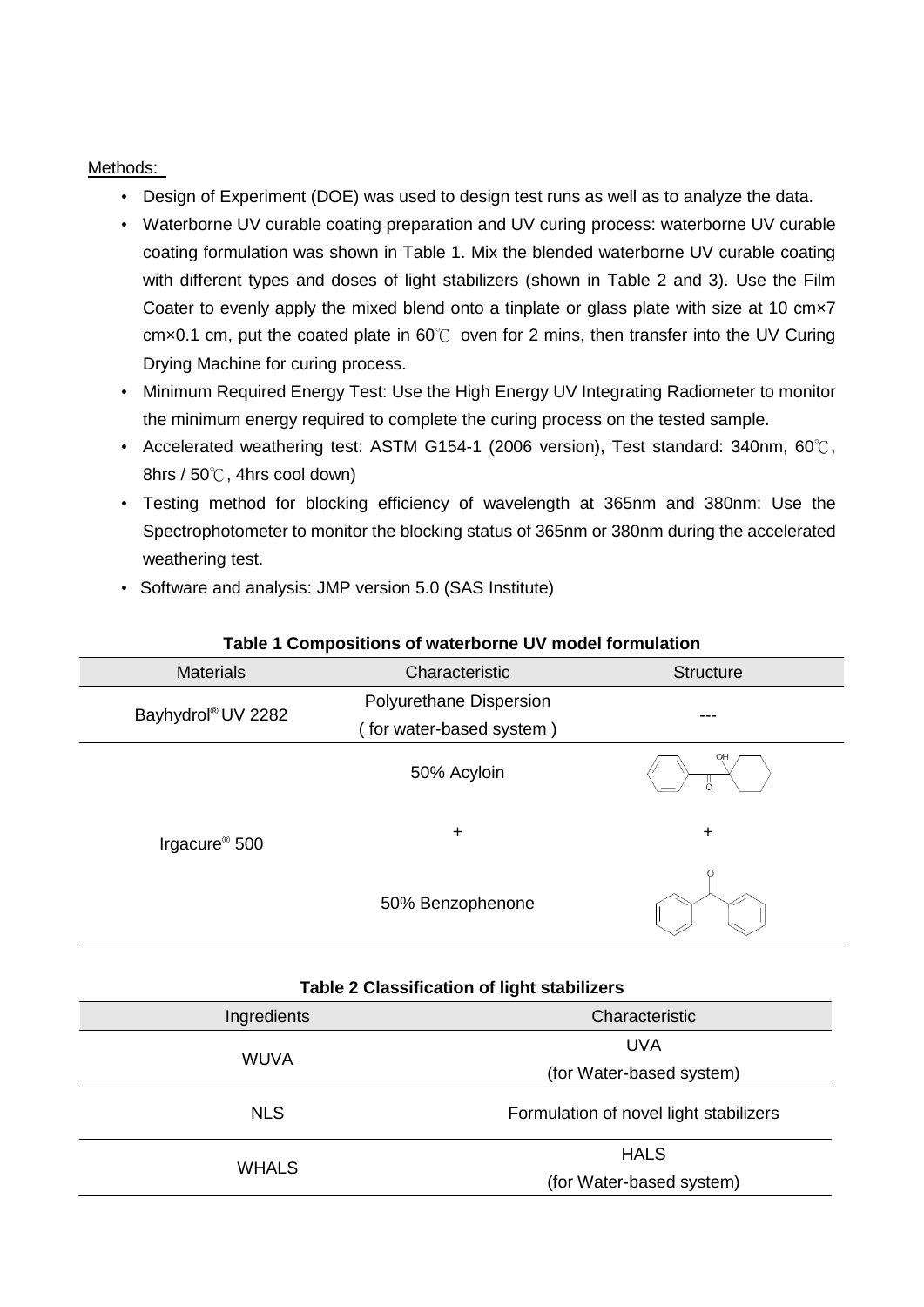Methods:

- Design of Experiment (DOE) was used to design test runs as well as to analyze the data.
- Waterborne UV curable coating preparation and UV curing process: waterborne UV curable coating formulation was shown in Table 1. Mix the blended waterborne UV curable coating with different types and doses of light stabilizers (shown in Table 2 and 3). Use the Film Coater to evenly apply the mixed blend onto a tinplate or glass plate with size at 10 cm×7 cm×0.1 cm, put the coated plate in 60℃ oven for 2 mins, then transfer into the UV Curing Drying Machine for curing process.
- Minimum Required Energy Test: Use the High Energy UV Integrating Radiometer to monitor the minimum energy required to complete the curing process on the tested sample.
- Accelerated weathering test: ASTM G154-1 (2006 version), Test standard: 340nm, 60℃, 8hrs / 50℃, 4hrs cool down)
- Testing method for blocking efficiency of wavelength at 365nm and 380nm: Use the Spectrophotometer to monitor the blocking status of 365nm or 380nm during the accelerated weathering test.
- Software and analysis: JMP version 5.0 (SAS Institute)

**Table 1 Compositions of waterborne UV model formulation**

| Materials | Characteristic | Structure |
|---|---|---|
| Bayhydrol® UV 2282 | Polyurethane Dispersion ( for water-based system ) | --- |
| Irgacure® 500 | 50% Acyloin + 50% Benzophenone | [1-hydroxycyclohexyl phenyl ketone structure] + [benzophenone structure] |

**Table 2 Classification of light stabilizers**

| Ingredients | Characteristic |
|---|---|
| WUVA | UVA (for Water-based system) |
| NLS | Formulation of novel light stabilizers |
| WHALS | HALS (for Water-based system) |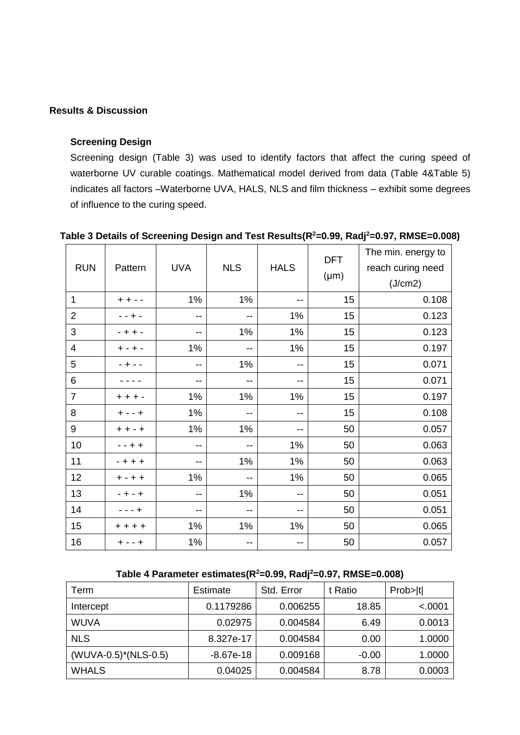## Results & Discussion

### Screening Design

Screening design (Table 3) was used to identify factors that affect the curing speed of waterborne UV curable coatings. Mathematical model derived from data (Table 4&Table 5) indicates all factors –Waterborne UVA, HALS, NLS and film thickness – exhibit some degrees of influence to the curing speed.

**Table 3 Details of Screening Design and Test Results($R^2$=0.99, Radj$^2$=0.97, RMSE=0.008)**

| RUN | Pattern | UVA | NLS | HALS | DFT (μm) | The min. energy to reach curing need (J/cm2) |
|---|---|---|---|---|---|---|
| 1 | + + - - | 1% | 1% | -- | 15 | 0.108 |
| 2 | - - + - | -- | -- | 1% | 15 | 0.123 |
| 3 | - + + - | -- | 1% | 1% | 15 | 0.123 |
| 4 | + - + - | 1% | -- | 1% | 15 | 0.197 |
| 5 | - + - - | -- | 1% | -- | 15 | 0.071 |
| 6 | - - - - | -- | -- | -- | 15 | 0.071 |
| 7 | + + + - | 1% | 1% | 1% | 15 | 0.197 |
| 8 | + - - + | 1% | -- | -- | 15 | 0.108 |
| 9 | + + - + | 1% | 1% | -- | 50 | 0.057 |
| 10 | - - + + | -- | -- | 1% | 50 | 0.063 |
| 11 | - + + + | -- | 1% | 1% | 50 | 0.063 |
| 12 | + - + + | 1% | -- | 1% | 50 | 0.065 |
| 13 | - + - + | -- | 1% | -- | 50 | 0.051 |
| 14 | - - - + | -- | -- | -- | 50 | 0.051 |
| 15 | + + + + | 1% | 1% | 1% | 50 | 0.065 |
| 16 | + - - + | 1% | -- | -- | 50 | 0.057 |

**Table 4 Parameter estimates($R^2$=0.99, Radj$^2$=0.97, RMSE=0.008)**

| Term | Estimate | Std. Error | t Ratio | Prob>\|t\| |
|---|---|---|---|---|
| Intercept | 0.1179286 | 0.006255 | 18.85 | <.0001 |
| WUVA | 0.02975 | 0.004584 | 6.49 | 0.0013 |
| NLS | 8.327e-17 | 0.004584 | 0.00 | 1.0000 |
| (WUVA-0.5)*(NLS-0.5) | -8.67e-18 | 0.009168 | -0.00 | 1.0000 |
| WHALS | 0.04025 | 0.004584 | 8.78 | 0.0003 |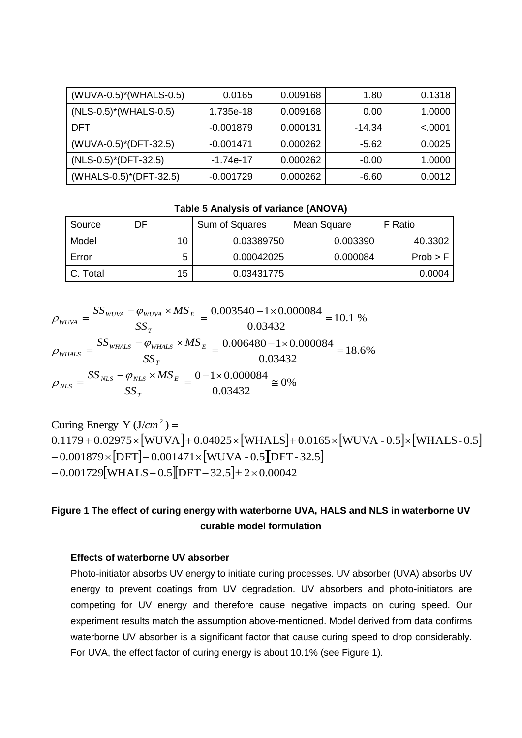| (WUVA-0.5)*(WHALS-0.5) | 0.0165 | 0.009168 | 1.80 | 0.1318 |
|---|---|---|---|---|
| (NLS-0.5)*(WHALS-0.5) | 1.735e-18 | 0.009168 | 0.00 | 1.0000 |
| DFT | -0.001879 | 0.000131 | -14.34 | <.0001 |
| (WUVA-0.5)*(DFT-32.5) | -0.001471 | 0.000262 | -5.62 | 0.0025 |
| (NLS-0.5)*(DFT-32.5) | -1.74e-17 | 0.000262 | -0.00 | 1.0000 |
| (WHALS-0.5)*(DFT-32.5) | -0.001729 | 0.000262 | -6.60 | 0.0012 |

**Table 5 Analysis of variance (ANOVA)**

| Source | DF | Sum of Squares | Mean Square | F Ratio |
|---|---|---|---|---|
| Model | 10 | 0.03389750 | 0.003390 | 40.3302 |
| Error | 5 | 0.00042025 | 0.000084 | Prob > F |
| C. Total | 15 | 0.03431775 | | 0.0004 |

$$\rho_{WUVA} = \frac{SS_{WUVA} - \varphi_{WUVA} \times MS_E}{SS_T} = \frac{0.003540 - 1 \times 0.000084}{0.03432} = 10.1\ \%$$

$$\rho_{WHALS} = \frac{SS_{WHALS} - \varphi_{WHALS} \times MS_E}{SS_T} = \frac{0.006480 - 1 \times 0.000084}{0.03432} = 18.6\%$$

$$\rho_{NLS} = \frac{SS_{NLS} - \varphi_{NLS} \times MS_E}{SS_T} = \frac{0 - 1 \times 0.000084}{0.03432} \cong 0\%$$

$$\begin{aligned}
&\text{Curing Energy Y } (\text{J}/cm^2) = \\
&0.1179 + 0.02975 \times [\text{WUVA}] + 0.04025 \times [\text{WHALS}] + 0.0165 \times [\text{WUVA - 0.5}] \times [\text{WHALS - 0.5}] \\
&- 0.001879 \times [\text{DFT}] - 0.001471 \times [\text{WUVA - 0.5}][\text{DFT - 32.5}] \\
&- 0.001729 [\text{WHALS} - 0.5][\text{DFT} - 32.5] \pm 2 \times 0.00042
\end{aligned}$$

**Figure 1 The effect of curing energy with waterborne UVA, HALS and NLS in waterborne UV curable model formulation**

### Effects of waterborne UV absorber

Photo-initiator absorbs UV energy to initiate curing processes. UV absorber (UVA) absorbs UV energy to prevent coatings from UV degradation. UV absorbers and photo-initiators are competing for UV energy and therefore cause negative impacts on curing speed. Our experiment results match the assumption above-mentioned. Model derived from data confirms waterborne UV absorber is a significant factor that cause curing speed to drop considerably. For UVA, the effect factor of curing energy is about 10.1% (see Figure 1).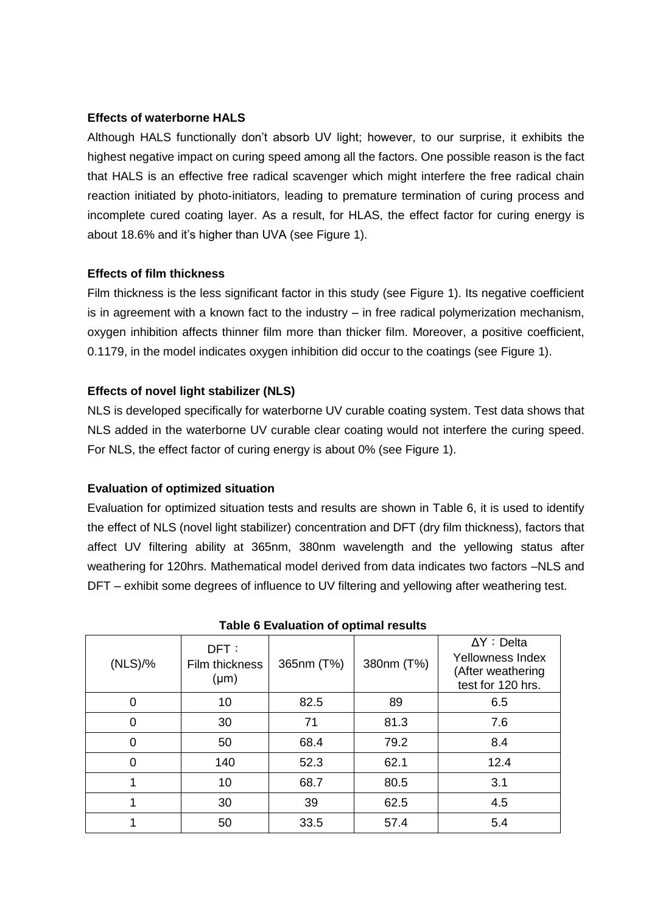**Effects of waterborne HALS**

Although HALS functionally don't absorb UV light; however, to our surprise, it exhibits the highest negative impact on curing speed among all the factors. One possible reason is the fact that HALS is an effective free radical scavenger which might interfere the free radical chain reaction initiated by photo-initiators, leading to premature termination of curing process and incomplete cured coating layer. As a result, for HLAS, the effect factor for curing energy is about 18.6% and it's higher than UVA (see Figure 1).

**Effects of film thickness**

Film thickness is the less significant factor in this study (see Figure 1). Its negative coefficient is in agreement with a known fact to the industry – in free radical polymerization mechanism, oxygen inhibition affects thinner film more than thicker film. Moreover, a positive coefficient, 0.1179, in the model indicates oxygen inhibition did occur to the coatings (see Figure 1).

**Effects of novel light stabilizer (NLS)**

NLS is developed specifically for waterborne UV curable coating system. Test data shows that NLS added in the waterborne UV curable clear coating would not interfere the curing speed. For NLS, the effect factor of curing energy is about 0% (see Figure 1).

**Evaluation of optimized situation**

Evaluation for optimized situation tests and results are shown in Table 6, it is used to identify the effect of NLS (novel light stabilizer) concentration and DFT (dry film thickness), factors that affect UV filtering ability at 365nm, 380nm wavelength and the yellowing status after weathering for 120hrs. Mathematical model derived from data indicates two factors –NLS and DFT – exhibit some degrees of influence to UV filtering and yellowing after weathering test.

**Table 6 Evaluation of optimal results**

| (NLS)/% | DFT：Film thickness (μm) | 365nm (T%) | 380nm (T%) | ΔY：Delta Yellowness Index (After weathering test for 120 hrs. |
|---|---|---|---|---|
| 0 | 10 | 82.5 | 89 | 6.5 |
| 0 | 30 | 71 | 81.3 | 7.6 |
| 0 | 50 | 68.4 | 79.2 | 8.4 |
| 0 | 140 | 52.3 | 62.1 | 12.4 |
| 1 | 10 | 68.7 | 80.5 | 3.1 |
| 1 | 30 | 39 | 62.5 | 4.5 |
| 1 | 50 | 33.5 | 57.4 | 5.4 |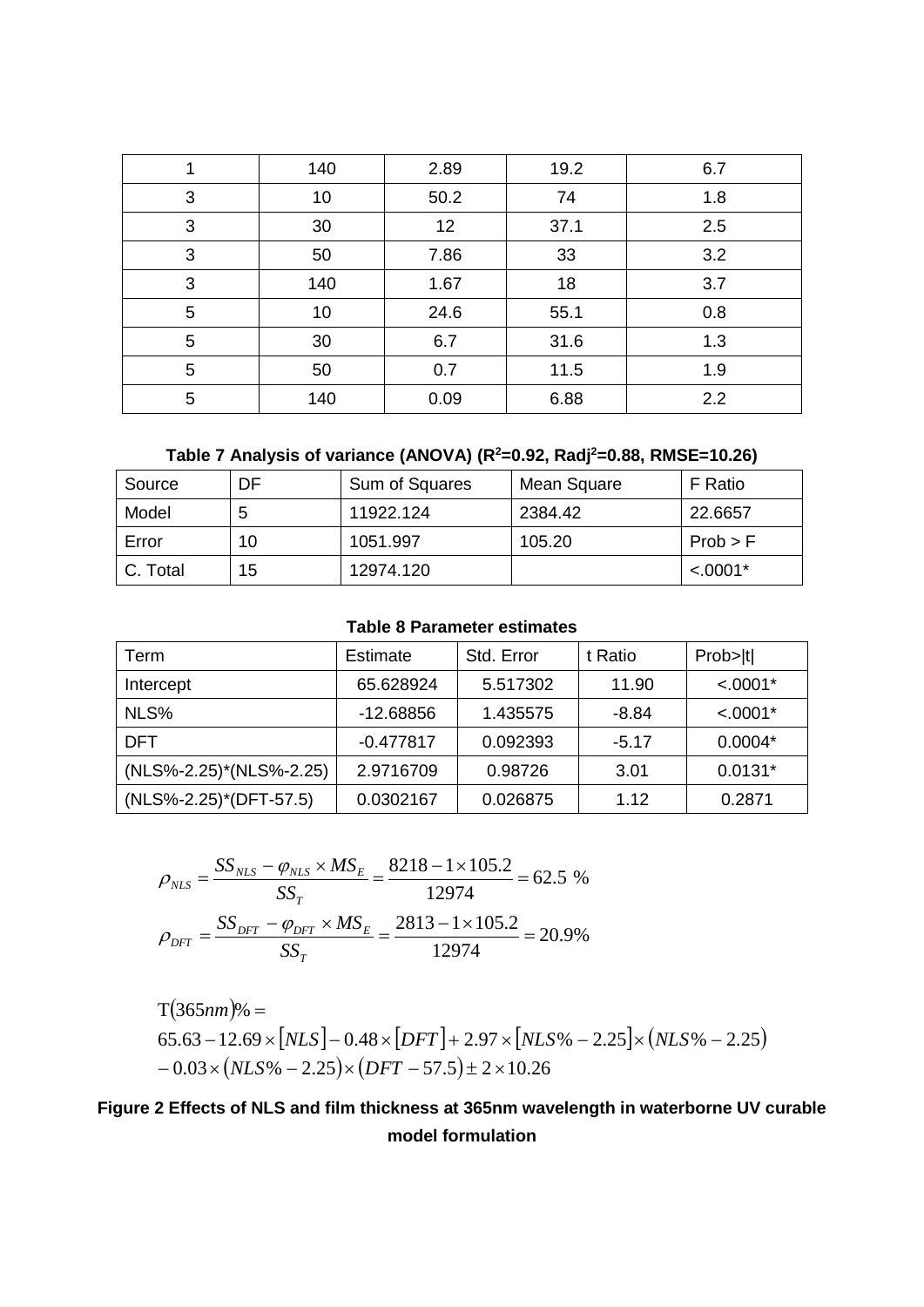| 1 | 140 | 2.89 | 19.2 | 6.7 |
|---|---|---|---|---|
| 3 | 10 | 50.2 | 74 | 1.8 |
| 3 | 30 | 12 | 37.1 | 2.5 |
| 3 | 50 | 7.86 | 33 | 3.2 |
| 3 | 140 | 1.67 | 18 | 3.7 |
| 5 | 10 | 24.6 | 55.1 | 0.8 |
| 5 | 30 | 6.7 | 31.6 | 1.3 |
| 5 | 50 | 0.7 | 11.5 | 1.9 |
| 5 | 140 | 0.09 | 6.88 | 2.2 |

**Table 7 Analysis of variance (ANOVA) ($R^2$=0.92, $R_{adj}^2$=0.88, RMSE=10.26)**

| Source | DF | Sum of Squares | Mean Square | F Ratio |
|---|---|---|---|---|
| Model | 5 | 11922.124 | 2384.42 | 22.6657 |
| Error | 10 | 1051.997 | 105.20 | Prob > F |
| C. Total | 15 | 12974.120 | | <.0001* |

**Table 8 Parameter estimates**

| Term | Estimate | Std. Error | t Ratio | Prob>\|t\| |
|---|---|---|---|---|
| Intercept | 65.628924 | 5.517302 | 11.90 | <.0001* |
| NLS% | -12.68856 | 1.435575 | -8.84 | <.0001* |
| DFT | -0.477817 | 0.092393 | -5.17 | 0.0004* |
| (NLS%-2.25)*(NLS%-2.25) | 2.9716709 | 0.98726 | 3.01 | 0.0131* |
| (NLS%-2.25)*(DFT-57.5) | 0.0302167 | 0.026875 | 1.12 | 0.2871 |

$$\rho_{NLS} = \frac{SS_{NLS} - \varphi_{NLS} \times MS_E}{SS_T} = \frac{8218 - 1 \times 105.2}{12974} = 62.5\ \%$$

$$\rho_{DFT} = \frac{SS_{DFT} - \varphi_{DFT} \times MS_E}{SS_T} = \frac{2813 - 1 \times 105.2}{12974} = 20.9\%$$

$$\begin{aligned} &\mathrm{T}(365nm)\% = \\ &65.63 - 12.69 \times [NLS] - 0.48 \times [DFT] + 2.97 \times [NLS\% - 2.25] \times (NLS\% - 2.25) \\ &- 0.03 \times (NLS\% - 2.25) \times (DFT - 57.5) \pm 2 \times 10.26 \end{aligned}$$

**Figure 2 Effects of NLS and film thickness at 365nm wavelength in waterborne UV curable model formulation**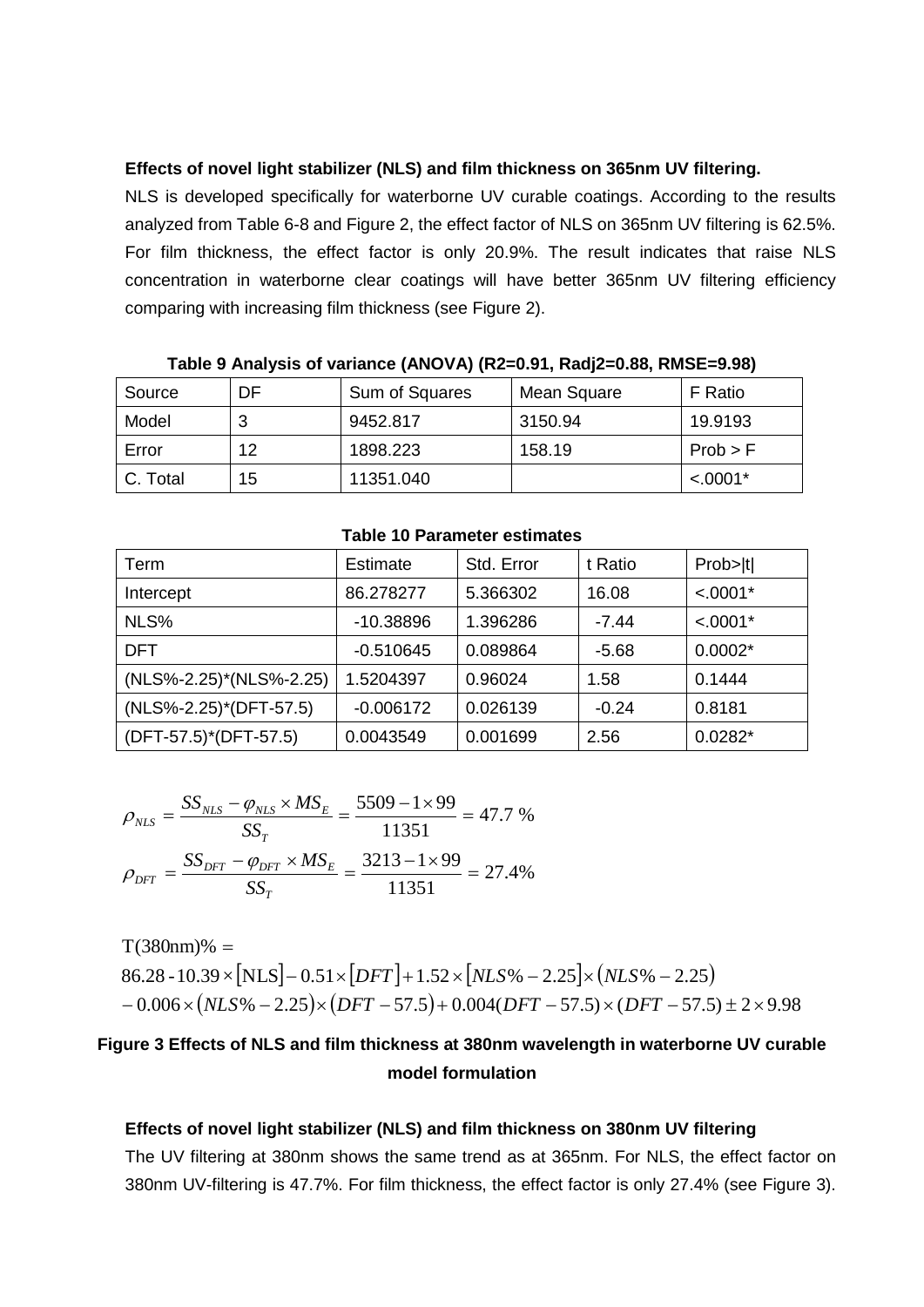**Effects of novel light stabilizer (NLS) and film thickness on 365nm UV filtering.**

NLS is developed specifically for waterborne UV curable coatings. According to the results analyzed from Table 6-8 and Figure 2, the effect factor of NLS on 365nm UV filtering is 62.5%. For film thickness, the effect factor is only 20.9%. The result indicates that raise NLS concentration in waterborne clear coatings will have better 365nm UV filtering efficiency comparing with increasing film thickness (see Figure 2).

**Table 9 Analysis of variance (ANOVA) (R2=0.91, Radj2=0.88, RMSE=9.98)**

| Source | DF | Sum of Squares | Mean Square | F Ratio |
|---|---|---|---|---|
| Model | 3 | 9452.817 | 3150.94 | 19.9193 |
| Error | 12 | 1898.223 | 158.19 | Prob > F |
| C. Total | 15 | 11351.040 | | <.0001* |

**Table 10 Parameter estimates**

| Term | Estimate | Std. Error | t Ratio | Prob>\|t\| |
|---|---|---|---|---|
| Intercept | 86.278277 | 5.366302 | 16.08 | <.0001* |
| NLS% | -10.38896 | 1.396286 | -7.44 | <.0001* |
| DFT | -0.510645 | 0.089864 | -5.68 | 0.0002* |
| (NLS%-2.25)*(NLS%-2.25) | 1.5204397 | 0.96024 | 1.58 | 0.1444 |
| (NLS%-2.25)*(DFT-57.5) | -0.006172 | 0.026139 | -0.24 | 0.8181 |
| (DFT-57.5)*(DFT-57.5) | 0.0043549 | 0.001699 | 2.56 | 0.0282* |

$$\rho_{NLS} = \frac{SS_{NLS} - \varphi_{NLS} \times MS_E}{SS_T} = \frac{5509 - 1 \times 99}{11351} = 47.7\ \%$$

$$\rho_{DFT} = \frac{SS_{DFT} - \varphi_{DFT} \times MS_E}{SS_T} = \frac{3213 - 1 \times 99}{11351} = 27.4\%$$

$$\begin{aligned} &\mathrm{T(380nm)\%} = \\ &86.28 - 10.39 \times [\mathrm{NLS}] - 0.51 \times [DFT] + 1.52 \times [NLS\% - 2.25] \times (NLS\% - 2.25) \\ &- 0.006 \times (NLS\% - 2.25) \times (DFT - 57.5) + 0.004(DFT - 57.5) \times (DFT - 57.5) \pm 2 \times 9.98 \end{aligned}$$

**Figure 3 Effects of NLS and film thickness at 380nm wavelength in waterborne UV curable model formulation**

**Effects of novel light stabilizer (NLS) and film thickness on 380nm UV filtering**

The UV filtering at 380nm shows the same trend as at 365nm. For NLS, the effect factor on 380nm UV-filtering is 47.7%. For film thickness, the effect factor is only 27.4% (see Figure 3).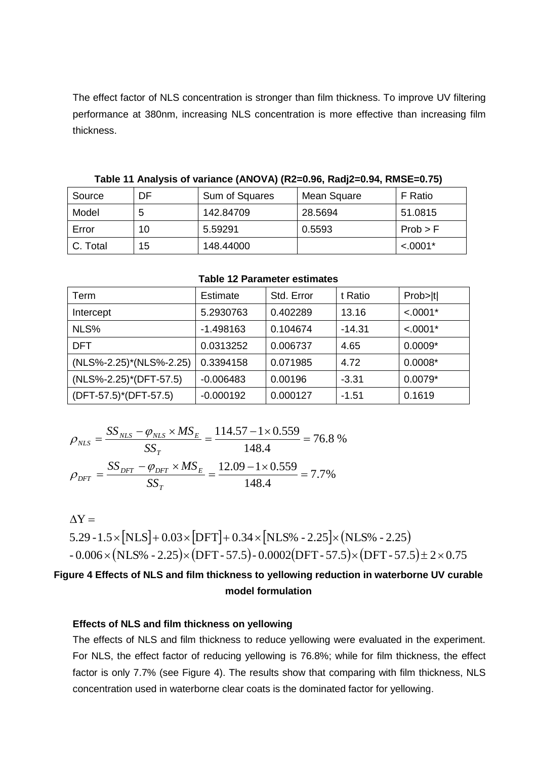The effect factor of NLS concentration is stronger than film thickness. To improve UV filtering performance at 380nm, increasing NLS concentration is more effective than increasing film thickness.

**Table 11 Analysis of variance (ANOVA) ($R2=0.96$, $Radj2=0.94$, $RMSE=0.75$)**

| Source | DF | Sum of Squares | Mean Square | F Ratio |
|---|---|---|---|---|
| Model | 5 | 142.84709 | 28.5694 | 51.0815 |
| Error | 10 | 5.59291 | 0.5593 | Prob > F |
| C. Total | 15 | 148.44000 | | <.0001* |

**Table 12 Parameter estimates**

| Term | Estimate | Std. Error | t Ratio | Prob>\|t\| |
|---|---|---|---|---|
| Intercept | 5.2930763 | 0.402289 | 13.16 | <.0001* |
| NLS% | -1.498163 | 0.104674 | -14.31 | <.0001* |
| DFT | 0.0313252 | 0.006737 | 4.65 | 0.0009* |
| (NLS%-2.25)*(NLS%-2.25) | 0.3394158 | 0.071985 | 4.72 | 0.0008* |
| (NLS%-2.25)*(DFT-57.5) | -0.006483 | 0.00196 | -3.31 | 0.0079* |
| (DFT-57.5)*(DFT-57.5) | -0.000192 | 0.000127 | -1.51 | 0.1619 |

$$\rho_{NLS} = \frac{SS_{NLS} - \varphi_{NLS} \times MS_E}{SS_T} = \frac{114.57 - 1 \times 0.559}{148.4} = 76.8\ \%$$

$$\rho_{DFT} = \frac{SS_{DFT} - \varphi_{DFT} \times MS_E}{SS_T} = \frac{12.09 - 1 \times 0.559}{148.4} = 7.7\%$$

$$\begin{aligned}\Delta \mathrm{Y} = &\\ &5.29 - 1.5 \times [\mathrm{NLS}] + 0.03 \times [\mathrm{DFT}] + 0.34 \times [\mathrm{NLS\%} - 2.25] \times (\mathrm{NLS\%} - 2.25) \\ &- 0.006 \times (\mathrm{NLS\%} - 2.25) \times (\mathrm{DFT} - 57.5) - 0.0002(\mathrm{DFT} - 57.5) \times (\mathrm{DFT} - 57.5) \pm 2 \times 0.75\end{aligned}$$

**Figure 4 Effects of NLS and film thickness to yellowing reduction in waterborne UV curable model formulation**

**Effects of NLS and film thickness on yellowing**

The effects of NLS and film thickness to reduce yellowing were evaluated in the experiment. For NLS, the effect factor of reducing yellowing is 76.8%; while for film thickness, the effect factor is only 7.7% (see Figure 4). The results show that comparing with film thickness, NLS concentration used in waterborne clear coats is the dominated factor for yellowing.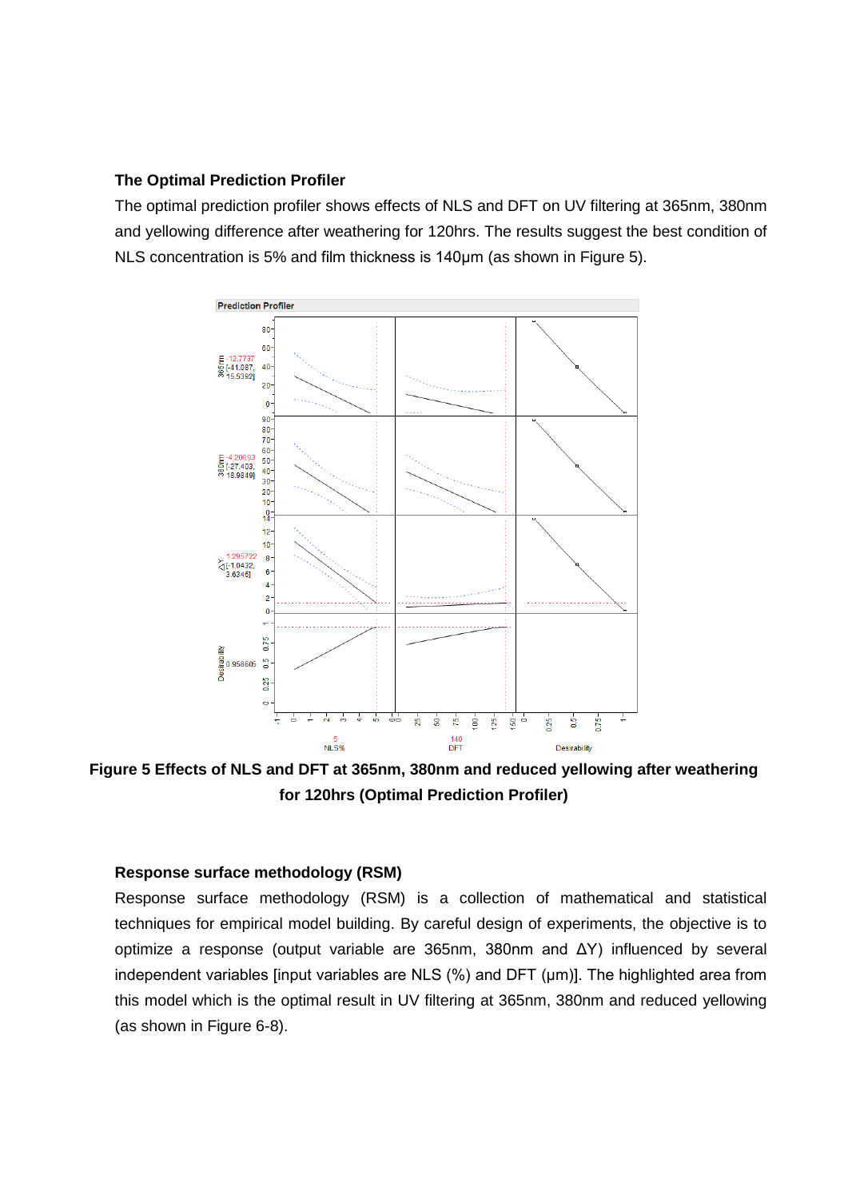**The Optimal Prediction Profiler**

The optimal prediction profiler shows effects of NLS and DFT on UV filtering at 365nm, 380nm and yellowing difference after weathering for 120hrs. The results suggest the best condition of NLS concentration is 5% and film thickness is 140μm (as shown in Figure 5).

**Figure 5 Effects of NLS and DFT at 365nm, 380nm and reduced yellowing after weathering for 120hrs (Optimal Prediction Profiler)**

**Response surface methodology (RSM)**

Response surface methodology (RSM) is a collection of mathematical and statistical techniques for empirical model building. By careful design of experiments, the objective is to optimize a response (output variable are 365nm, 380nm and ΔY) influenced by several independent variables [input variables are NLS (%) and DFT (μm)]. The highlighted area from this model which is the optimal result in UV filtering at 365nm, 380nm and reduced yellowing (as shown in Figure 6-8).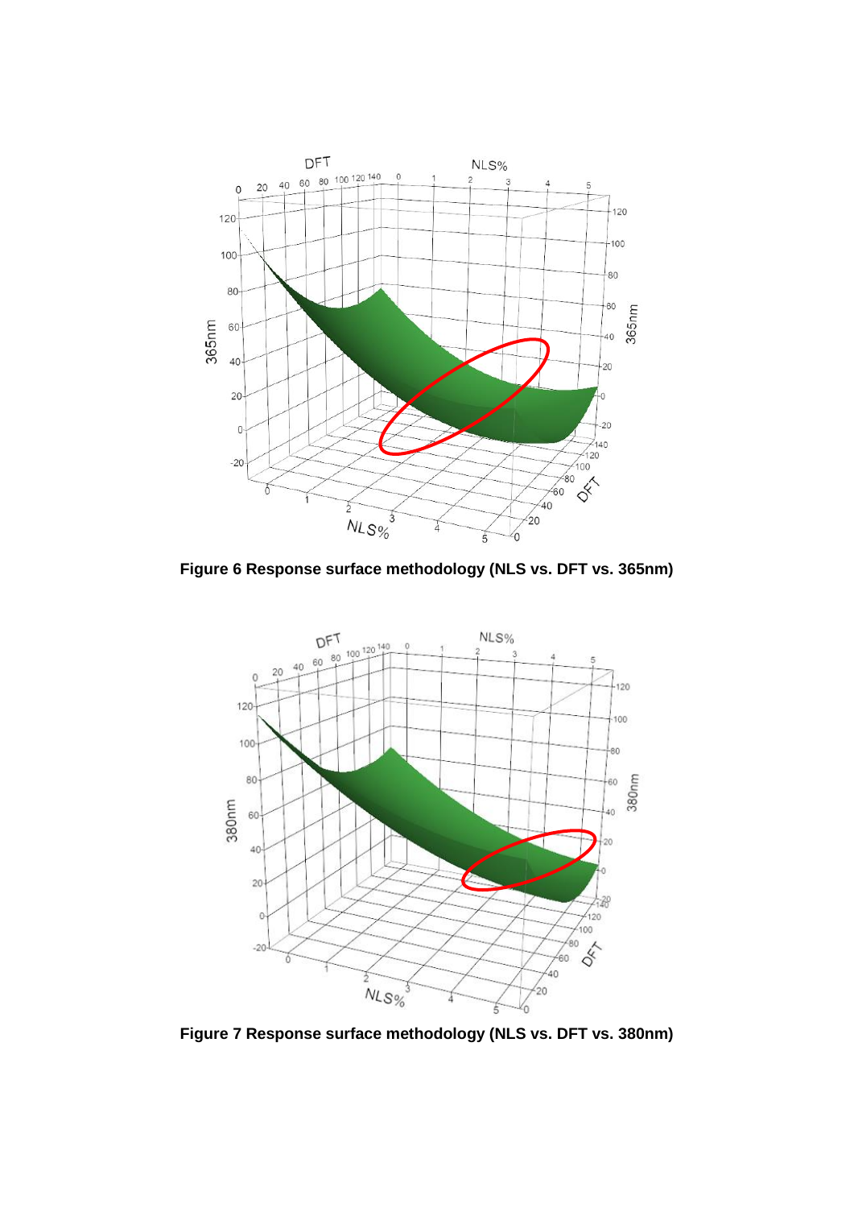**Figure 6 Response surface methodology (NLS vs. DFT vs. 365nm)**

**Figure 7 Response surface methodology (NLS vs. DFT vs. 380nm)**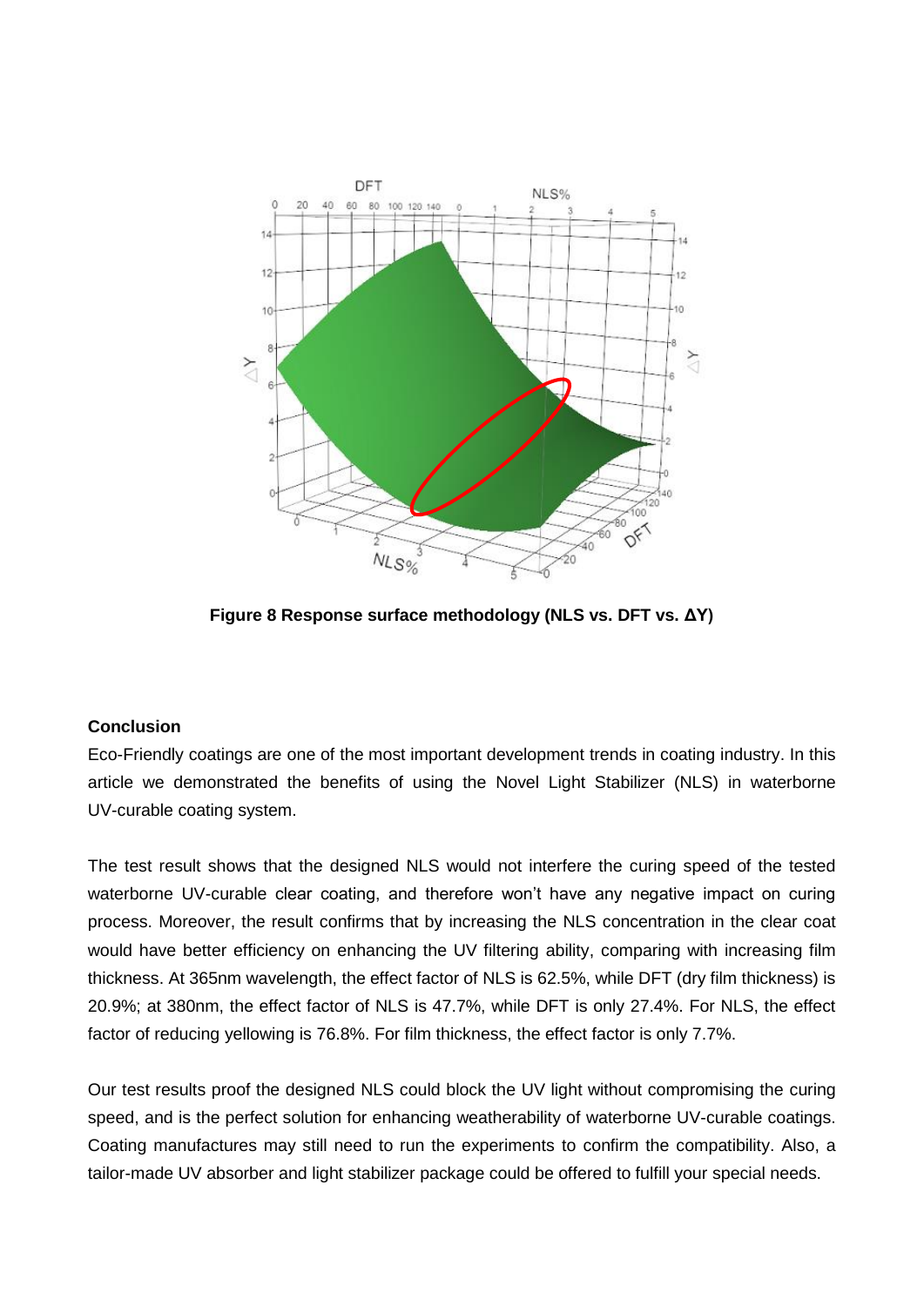**Figure 8 Response surface methodology (NLS vs. DFT vs. ΔY)**

#### Conclusion

Eco-Friendly coatings are one of the most important development trends in coating industry. In this article we demonstrated the benefits of using the Novel Light Stabilizer (NLS) in waterborne UV-curable coating system.

The test result shows that the designed NLS would not interfere the curing speed of the tested waterborne UV-curable clear coating, and therefore won't have any negative impact on curing process. Moreover, the result confirms that by increasing the NLS concentration in the clear coat would have better efficiency on enhancing the UV filtering ability, comparing with increasing film thickness. At 365nm wavelength, the effect factor of NLS is 62.5%, while DFT (dry film thickness) is 20.9%; at 380nm, the effect factor of NLS is 47.7%, while DFT is only 27.4%. For NLS, the effect factor of reducing yellowing is 76.8%. For film thickness, the effect factor is only 7.7%.

Our test results proof the designed NLS could block the UV light without compromising the curing speed, and is the perfect solution for enhancing weatherability of waterborne UV-curable coatings. Coating manufactures may still need to run the experiments to confirm the compatibility. Also, a tailor-made UV absorber and light stabilizer package could be offered to fulfill your special needs.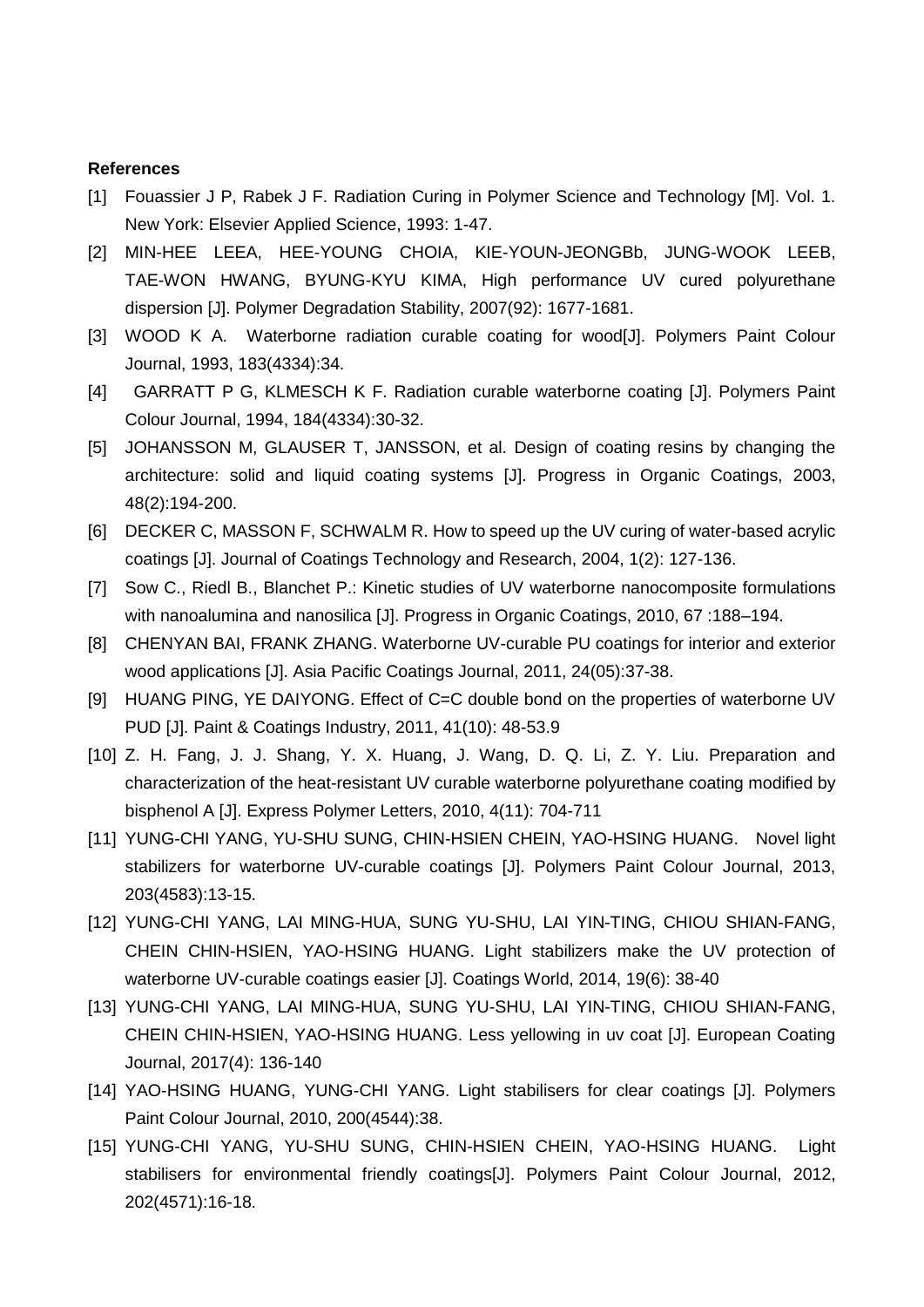**References**

[1] Fouassier J P, Rabek J F. Radiation Curing in Polymer Science and Technology [M]. Vol. 1. New York: Elsevier Applied Science, 1993: 1-47.

[2] MIN-HEE LEEA, HEE-YOUNG CHOIA, KIE-YOUN-JEONGBb, JUNG-WOOK LEEB, TAE-WON HWANG, BYUNG-KYU KIMA, High performance UV cured polyurethane dispersion [J]. Polymer Degradation Stability, 2007(92): 1677-1681.

[3] WOOD K A. Waterborne radiation curable coating for wood[J]. Polymers Paint Colour Journal, 1993, 183(4334):34.

[4] GARRATT P G, KLMESCH K F. Radiation curable waterborne coating [J]. Polymers Paint Colour Journal, 1994, 184(4334):30-32.

[5] JOHANSSON M, GLAUSER T, JANSSON, et al. Design of coating resins by changing the architecture: solid and liquid coating systems [J]. Progress in Organic Coatings, 2003, 48(2):194-200.

[6] DECKER C, MASSON F, SCHWALM R. How to speed up the UV curing of water-based acrylic coatings [J]. Journal of Coatings Technology and Research, 2004, 1(2): 127-136.

[7] Sow C., Riedl B., Blanchet P.: Kinetic studies of UV waterborne nanocomposite formulations with nanoalumina and nanosilica [J]. Progress in Organic Coatings, 2010, 67 :188–194.

[8] CHENYAN BAI, FRANK ZHANG. Waterborne UV-curable PU coatings for interior and exterior wood applications [J]. Asia Pacific Coatings Journal, 2011, 24(05):37-38.

[9] HUANG PING, YE DAIYONG. Effect of C=C double bond on the properties of waterborne UV PUD [J]. Paint & Coatings Industry, 2011, 41(10): 48-53.9

[10] Z. H. Fang, J. J. Shang, Y. X. Huang, J. Wang, D. Q. Li, Z. Y. Liu. Preparation and characterization of the heat-resistant UV curable waterborne polyurethane coating modified by bisphenol A [J]. Express Polymer Letters, 2010, 4(11): 704-711

[11] YUNG-CHI YANG, YU-SHU SUNG, CHIN-HSIEN CHEIN, YAO-HSING HUANG. Novel light stabilizers for waterborne UV-curable coatings [J]. Polymers Paint Colour Journal, 2013, 203(4583):13-15.

[12] YUNG-CHI YANG, LAI MING-HUA, SUNG YU-SHU, LAI YIN-TING, CHIOU SHIAN-FANG, CHEIN CHIN-HSIEN, YAO-HSING HUANG. Light stabilizers make the UV protection of waterborne UV-curable coatings easier [J]. Coatings World, 2014, 19(6): 38-40

[13] YUNG-CHI YANG, LAI MING-HUA, SUNG YU-SHU, LAI YIN-TING, CHIOU SHIAN-FANG, CHEIN CHIN-HSIEN, YAO-HSING HUANG. Less yellowing in uv coat [J]. European Coating Journal, 2017(4): 136-140

[14] YAO-HSING HUANG, YUNG-CHI YANG. Light stabilisers for clear coatings [J]. Polymers Paint Colour Journal, 2010, 200(4544):38.

[15] YUNG-CHI YANG, YU-SHU SUNG, CHIN-HSIEN CHEIN, YAO-HSING HUANG. Light stabilisers for environmental friendly coatings[J]. Polymers Paint Colour Journal, 2012, 202(4571):16-18.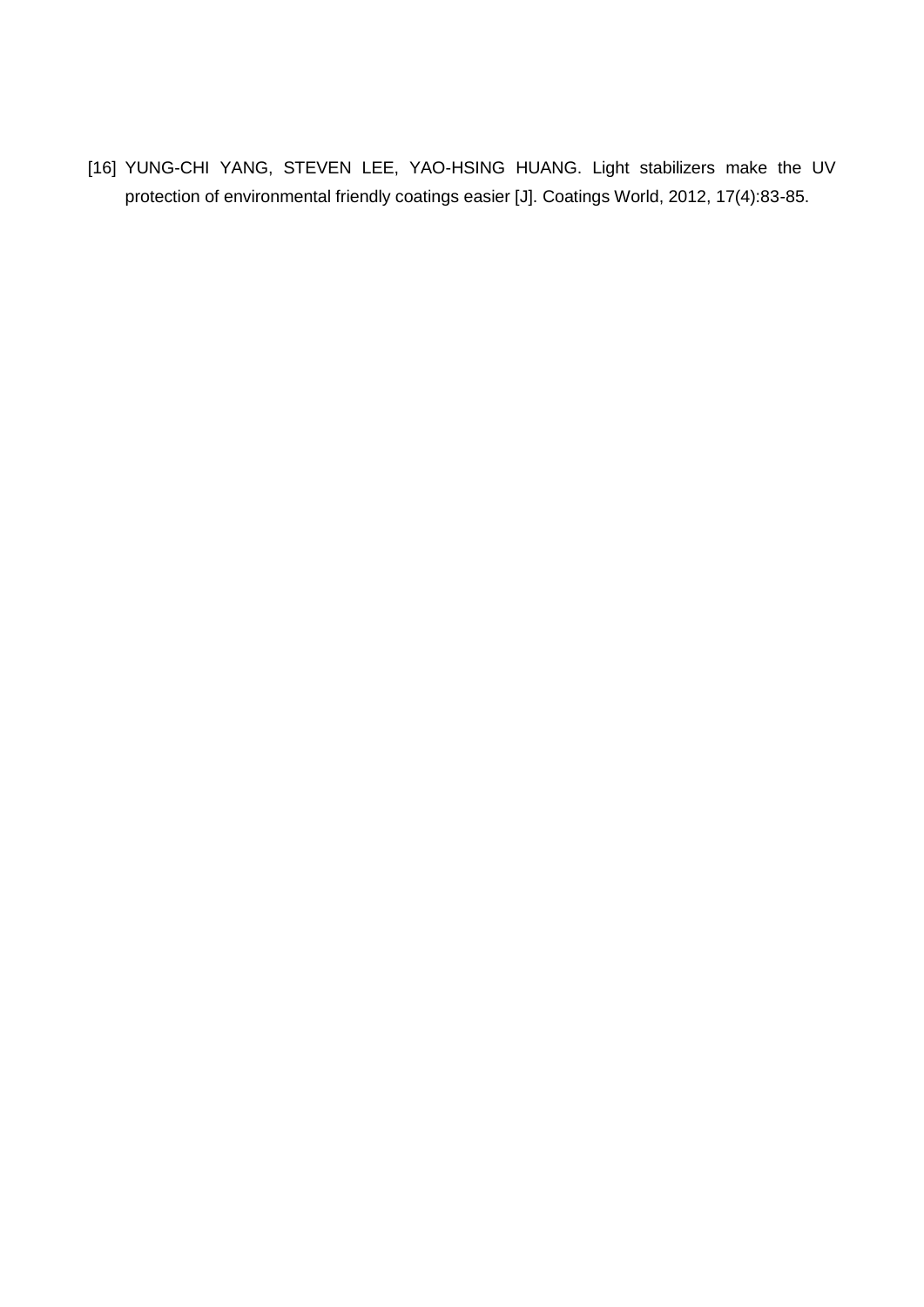[16] YUNG-CHI YANG, STEVEN LEE, YAO-HSING HUANG. Light stabilizers make the UV protection of environmental friendly coatings easier [J]. Coatings World, 2012, 17(4):83-85.